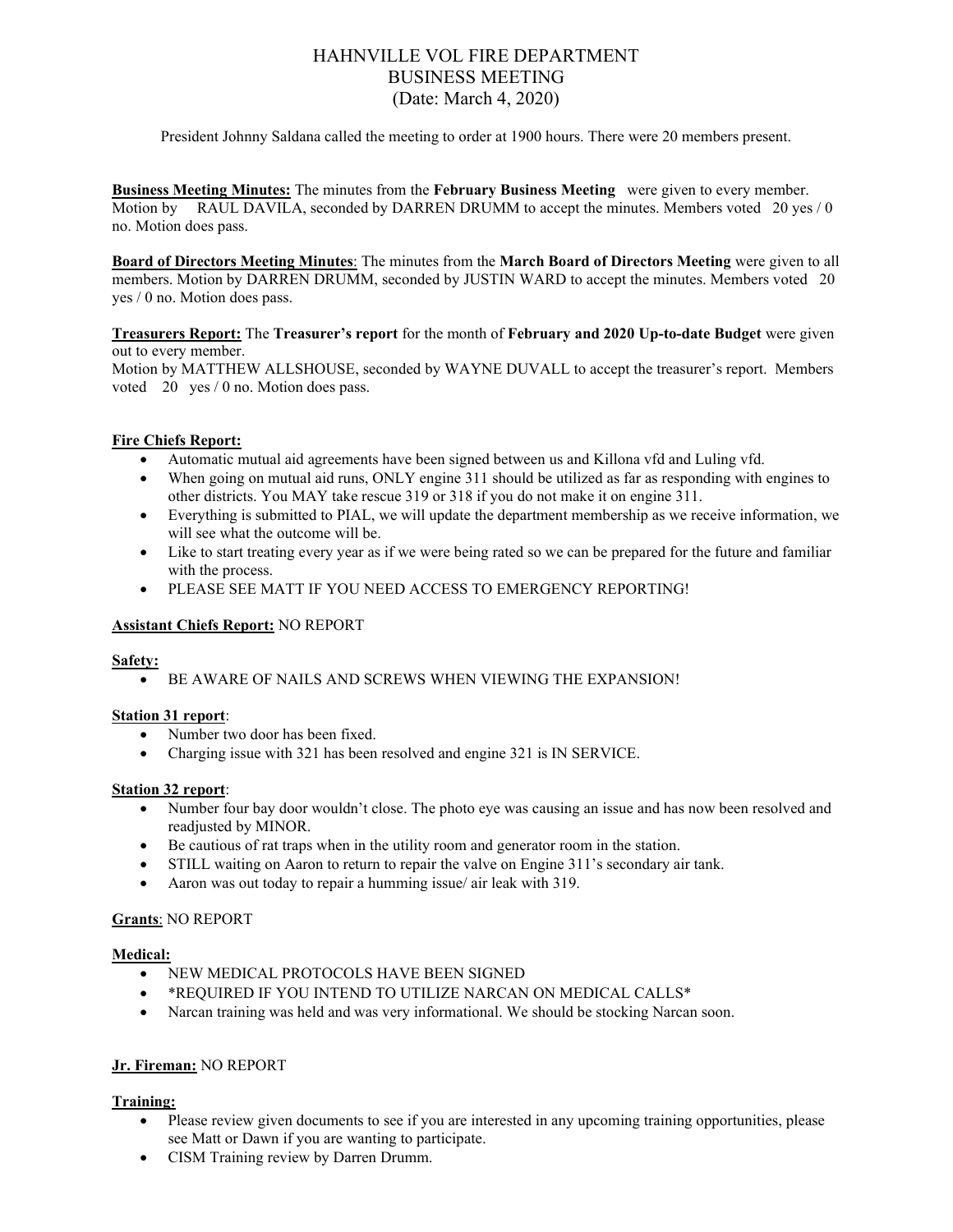# HAHNVILLE VOL FIRE DEPARTMENT
## BUSINESS MEETING
### (Date: March 4, 2020)

President Johnny Saldana called the meeting to order at 1900 hours. There were 20 members present.

**Business Meeting Minutes:** The minutes from the **February Business Meeting** were given to every member. Motion by RAUL DAVILA, seconded by DARREN DRUMM to accept the minutes. Members voted 20 yes / 0 no. Motion does pass.

**Board of Directors Meeting Minutes**: The minutes from the **March Board of Directors Meeting** were given to all members. Motion by DARREN DRUMM, seconded by JUSTIN WARD to accept the minutes. Members voted 20 yes / 0 no. Motion does pass.

**Treasurers Report:** The **Treasurer's report** for the month of **February and 2020 Up-to-date Budget** were given out to every member.
Motion by MATTHEW ALLSHOUSE, seconded by WAYNE DUVALL to accept the treasurer's report. Members voted 20 yes / 0 no. Motion does pass.

**Fire Chiefs Report:**

- Automatic mutual aid agreements have been signed between us and Killona vfd and Luling vfd.
- When going on mutual aid runs, ONLY engine 311 should be utilized as far as responding with engines to other districts. You MAY take rescue 319 or 318 if you do not make it on engine 311.
- Everything is submitted to PIAL, we will update the department membership as we receive information, we will see what the outcome will be.
- Like to start treating every year as if we were being rated so we can be prepared for the future and familiar with the process.
- PLEASE SEE MATT IF YOU NEED ACCESS TO EMERGENCY REPORTING!

**Assistant Chiefs Report:** NO REPORT

**Safety:**

- BE AWARE OF NAILS AND SCREWS WHEN VIEWING THE EXPANSION!

**Station 31 report**:

- Number two door has been fixed.
- Charging issue with 321 has been resolved and engine 321 is IN SERVICE.

**Station 32 report**:

- Number four bay door wouldn't close. The photo eye was causing an issue and has now been resolved and readjusted by MINOR.
- Be cautious of rat traps when in the utility room and generator room in the station.
- STILL waiting on Aaron to return to repair the valve on Engine 311's secondary air tank.
- Aaron was out today to repair a humming issue/ air leak with 319.

**Grants**: NO REPORT

**Medical:**

- NEW MEDICAL PROTOCOLS HAVE BEEN SIGNED
- *REQUIRED IF YOU INTEND TO UTILIZE NARCAN ON MEDICAL CALLS*
- Narcan training was held and was very informational. We should be stocking Narcan soon.

**Jr. Fireman:** NO REPORT

**Training:**

- Please review given documents to see if you are interested in any upcoming training opportunities, please see Matt or Dawn if you are wanting to participate.
- CISM Training review by Darren Drumm.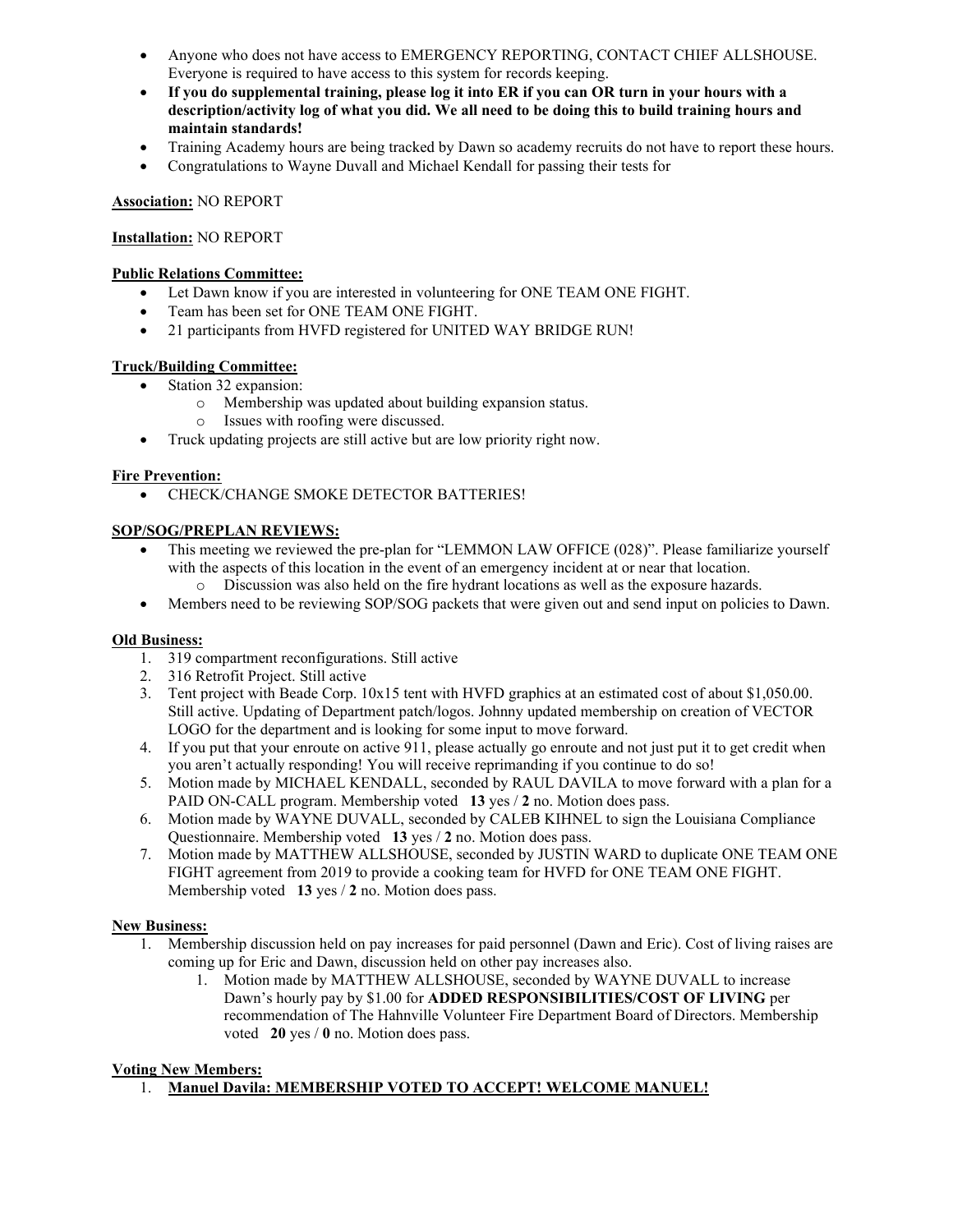- Anyone who does not have access to EMERGENCY REPORTING, CONTACT CHIEF ALLSHOUSE. Everyone is required to have access to this system for records keeping.
- **If you do supplemental training, please log it into ER if you can OR turn in your hours with a description/activity log of what you did. We all need to be doing this to build training hours and maintain standards!**
- Training Academy hours are being tracked by Dawn so academy recruits do not have to report these hours.
- Congratulations to Wayne Duvall and Michael Kendall for passing their tests for

**Association:** NO REPORT

**Installation:** NO REPORT

**Public Relations Committee:**

- Let Dawn know if you are interested in volunteering for ONE TEAM ONE FIGHT.
- Team has been set for ONE TEAM ONE FIGHT.
- 21 participants from HVFD registered for UNITED WAY BRIDGE RUN!

**Truck/Building Committee:**

- Station 32 expansion:
  - Membership was updated about building expansion status.
  - Issues with roofing were discussed.
- Truck updating projects are still active but are low priority right now.

**Fire Prevention:**

- CHECK/CHANGE SMOKE DETECTOR BATTERIES!

**SOP/SOG/PREPLAN REVIEWS:**

- This meeting we reviewed the pre-plan for "LEMMON LAW OFFICE (028)". Please familiarize yourself with the aspects of this location in the event of an emergency incident at or near that location.
  - Discussion was also held on the fire hydrant locations as well as the exposure hazards.
- Members need to be reviewing SOP/SOG packets that were given out and send input on policies to Dawn.

**Old Business:**

1. 319 compartment reconfigurations. Still active
2. 316 Retrofit Project. Still active
3. Tent project with Beade Corp. 10x15 tent with HVFD graphics at an estimated cost of about $1,050.00. Still active. Updating of Department patch/logos. Johnny updated membership on creation of VECTOR LOGO for the department and is looking for some input to move forward.
4. If you put that your enroute on active 911, please actually go enroute and not just put it to get credit when you aren't actually responding! You will receive reprimanding if you continue to do so!
5. Motion made by MICHAEL KENDALL, seconded by RAUL DAVILA to move forward with a plan for a PAID ON-CALL program. Membership voted **13** yes / **2** no. Motion does pass.
6. Motion made by WAYNE DUVALL, seconded by CALEB KIHNEL to sign the Louisiana Compliance Questionnaire. Membership voted **13** yes / **2** no. Motion does pass.
7. Motion made by MATTHEW ALLSHOUSE, seconded by JUSTIN WARD to duplicate ONE TEAM ONE FIGHT agreement from 2019 to provide a cooking team for HVFD for ONE TEAM ONE FIGHT. Membership voted **13** yes / **2** no. Motion does pass.

**New Business:**

1. Membership discussion held on pay increases for paid personnel (Dawn and Eric). Cost of living raises are coming up for Eric and Dawn, discussion held on other pay increases also.
   1. Motion made by MATTHEW ALLSHOUSE, seconded by WAYNE DUVALL to increase Dawn's hourly pay by $1.00 for **ADDED RESPONSIBILITIES/COST OF LIVING** per recommendation of The Hahnville Volunteer Fire Department Board of Directors. Membership voted **20** yes / **0** no. Motion does pass.

**Voting New Members:**

1. **Manuel Davila: MEMBERSHIP VOTED TO ACCEPT! WELCOME MANUEL!**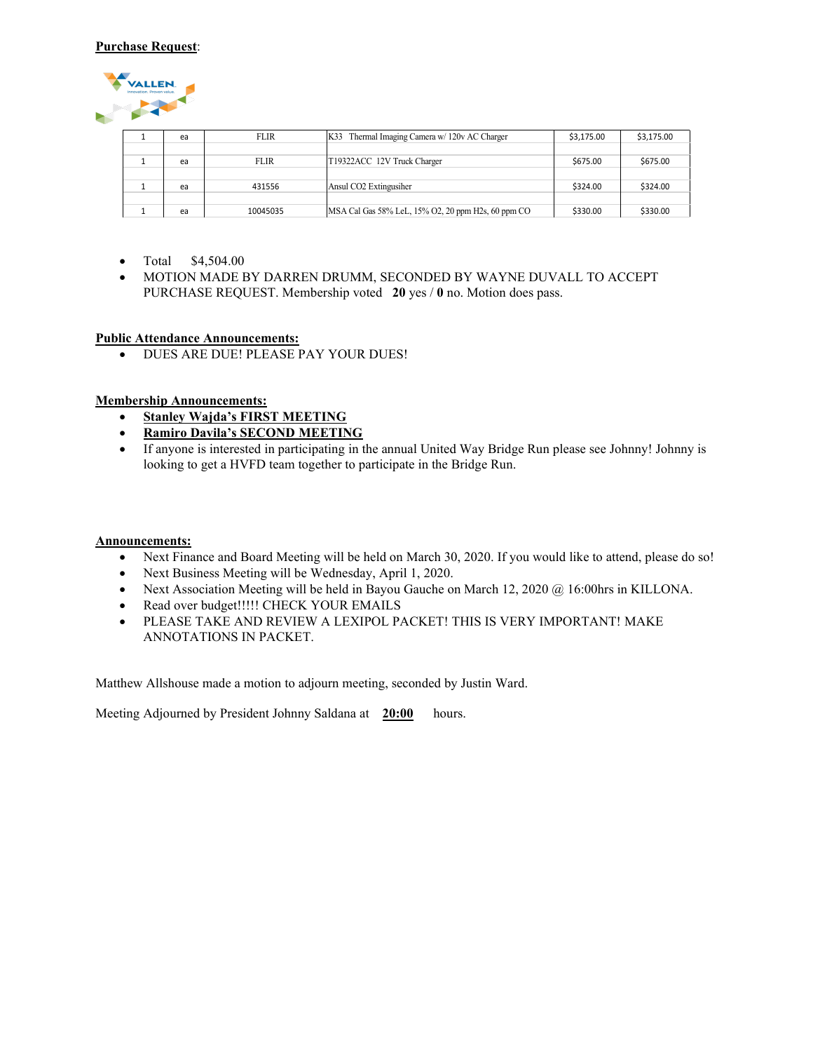**Purpose Request**:

| | | | | | |
|---|---|---|---|---|---|
| 1 | ea | FLIR | K33 Thermal Imaging Camera w/ 120v AC Charger | $3,175.00 | $3,175.00 |
| 1 | ea | FLIR | T19322ACC 12V Truck Charger | $675.00 | $675.00 |
| 1 | ea | 431556 | Ansul CO2 Extingusiher | $324.00 | $324.00 |
| 1 | ea | 10045035 | MSA Cal Gas 58% LeL, 15% O2, 20 ppm H2s, 60 ppm CO | $330.00 | $330.00 |

- Total $4,504.00
- MOTION MADE BY DARREN DRUMM, SECONDED BY WAYNE DUVALL TO ACCEPT PURCHASE REQUEST. Membership voted **20** yes / **0** no. Motion does pass.

**Public Attendance Announcements:**

- DUES ARE DUE! PLEASE PAY YOUR DUES!

**Membership Announcements:**

- **Stanley Wajda's FIRST MEETING**
- **Ramiro Davila's SECOND MEETING**
- If anyone is interested in participating in the annual United Way Bridge Run please see Johnny! Johnny is looking to get a HVFD team together to participate in the Bridge Run.

**Announcements:**

- Next Finance and Board Meeting will be held on March 30, 2020. If you would like to attend, please do so!
- Next Business Meeting will be Wednesday, April 1, 2020.
- Next Association Meeting will be held in Bayou Gauche on March 12, 2020 @ 16:00hrs in KILLONA.
- Read over budget!!!!! CHECK YOUR EMAILS
- PLEASE TAKE AND REVIEW A LEXIPOL PACKET! THIS IS VERY IMPORTANT! MAKE ANNOTATIONS IN PACKET.

Matthew Allshouse made a motion to adjourn meeting, seconded by Justin Ward.

Meeting Adjourned by President Johnny Saldana at **20:00** hours.